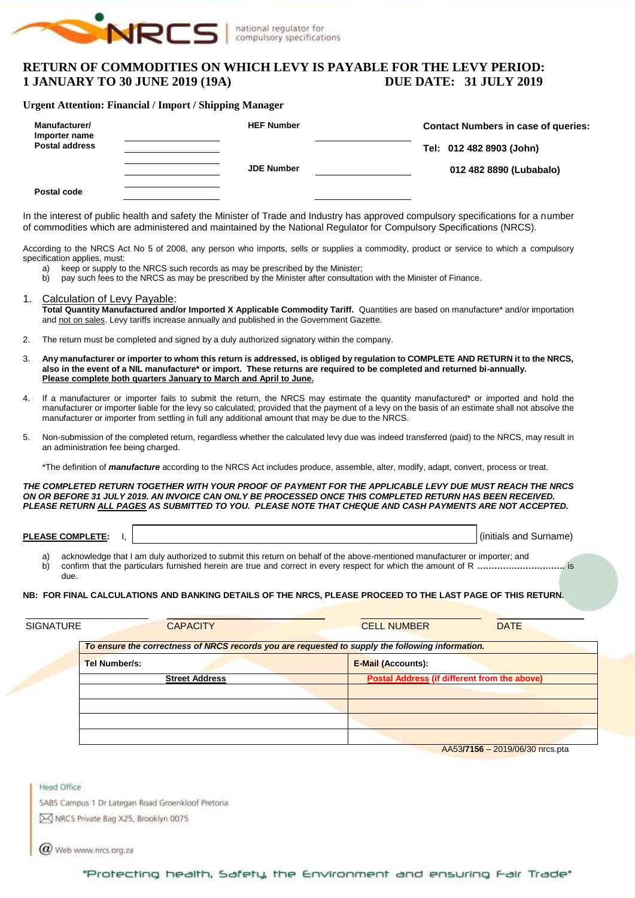NRCS | national regulator for compulsory specifications

# RETURN OF COMMODITIES ON WHICH LEVY IS PAYABLE FOR THE LEVY PERIOD: 1 JANUARY TO 30 JUNE 2019 (19A) DUE DATE: 31 JULY 2019

**Urgent Attention: Financial / Import / Shipping Manager**

| | | | | |
|---|---|---|---|---|
| **Manufacturer/ Importer name Postal address** | ______ | **HEF Number** | ______ | **Contact Numbers in case of queries:** |
| | ______ | | | **Tel: 012 482 8903 (John)** |
| | ______ | **JDE Number** | ______ | **012 482 8890 (Lubabalo)** |
| **Postal code** | ______ | | ______ | |

In the interest of public health and safety the Minister of Trade and Industry has approved compulsory specifications for a number of commodities which are administered and maintained by the National Regulator for Compulsory Specifications (NRCS).

According to the NRCS Act No 5 of 2008, any person who imports, sells or supplies a commodity, product or service to which a compulsory specification applies, must:

a) keep or supply to the NRCS such records as may be prescribed by the Minister;
b) pay such fees to the NRCS as may be prescribed by the Minister after consultation with the Minister of Finance.

1. Calculation of Levy Payable:
   **Total Quantity Manufactured and/or Imported X Applicable Commodity Tariff.** Quantities are based on manufacture* and/or importation and not on sales. Levy tariffs increase annually and published in the Government Gazette.

2. The return must be completed and signed by a duly authorized signatory within the company.

3. **Any manufacturer or importer to whom this return is addressed, is obliged by regulation to COMPLETE AND RETURN it to the NRCS, also in the event of a NIL manufacture* or import. These returns are required to be completed and returned bi-annually. Please complete both quarters January to March and April to June.**

4. If a manufacturer or importer fails to submit the return, the NRCS may estimate the quantity manufactured* or imported and hold the manufacturer or importer liable for the levy so calculated; provided that the payment of a levy on the basis of an estimate shall not absolve the manufacturer or importer from settling in full any additional amount that may be due to the NRCS.

5. Non-submission of the completed return, regardless whether the calculated levy due was indeed transferred (paid) to the NRCS, may result in an administration fee being charged.

*The definition of ***manufacture*** according to the NRCS Act includes produce, assemble, alter, modify, adapt, convert, process or treat.

***THE COMPLETED RETURN TOGETHER WITH YOUR PROOF OF PAYMENT FOR THE APPLICABLE LEVY DUE MUST REACH THE NRCS ON OR BEFORE 31 JULY 2019. AN INVOICE CAN ONLY BE PROCESSED ONCE THIS COMPLETED RETURN HAS BEEN RECEIVED. PLEASE RETURN ALL PAGES AS SUBMITTED TO YOU. PLEASE NOTE THAT CHEQUE AND CASH PAYMENTS ARE NOT ACCEPTED.***

**PLEASE COMPLETE:** I, ______________________ (initials and Surname)

a) acknowledge that I am duly authorized to submit this return on behalf of the above-mentioned manufacturer or importer; and
b) confirm that the particulars furnished herein are true and correct in every respect for which the amount of R ............................... is due.

**NB: FOR FINAL CALCULATIONS AND BANKING DETAILS OF THE NRCS, PLEASE PROCEED TO THE LAST PAGE OF THIS RETURN.**

| SIGNATURE | CAPACITY | CELL NUMBER | DATE |
|---|---|---|---|
| | | | |

| ***To ensure the correctness of NRCS records you are requested to supply the following information.*** | |
|---|---|
| **Tel Number/s:** | **E-Mail (Accounts):** |
| **Street Address** | **Postal Address (if different from the above)** |
| | |
| | |
| | |
| | |

AA53/**7156** – 2019/06/30 nrcs.pta

Head Office
SABS Campus 1 Dr Lategan Road Groenkloof Pretoria
NRCS Private Bag X25, Brooklyn 0075
Web www.nrcs.org.za

"Protecting health, Safety, the Environment and ensuring Fair Trade"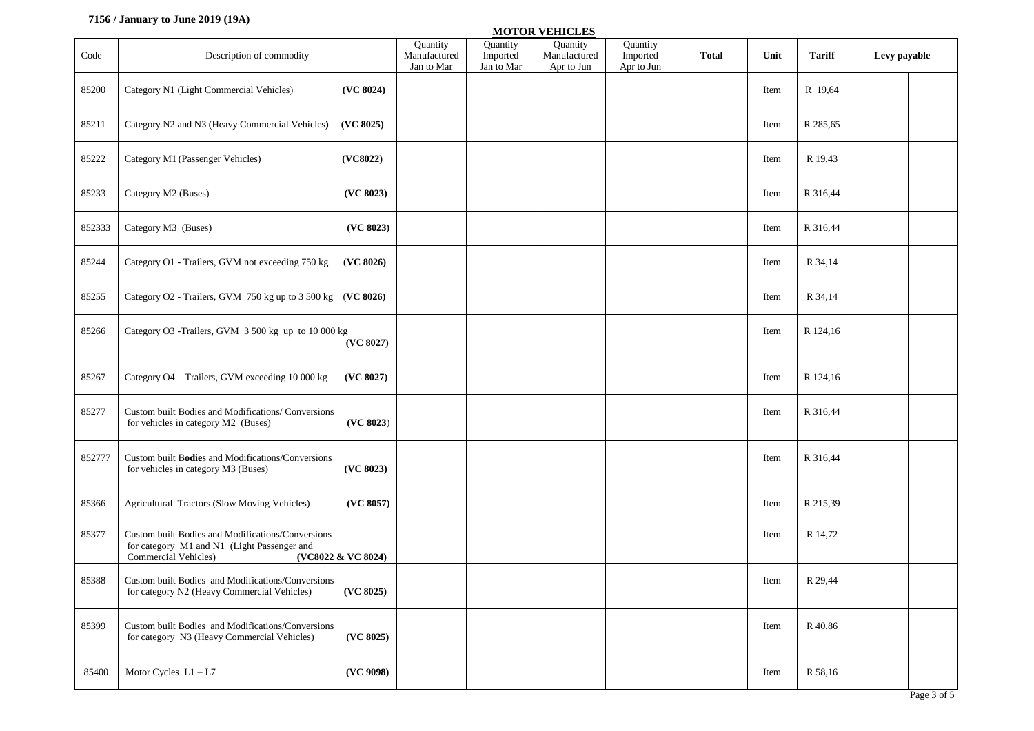**7156 / January to June 2019 (19A)**

## MOTOR VEHICLES

| Code | Description of commodity | Quantity Manufactured Jan to Mar | Quantity Imported Jan to Mar | Quantity Manufactured Apr to Jun | Quantity Imported Apr to Jun | Total | Unit | Tariff | Levy payable | |
|---|---|---|---|---|---|---|---|---|---|---|
| 85200 | Category N1 (Light Commercial Vehicles) **(VC 8024)** | | | | | | Item | R 19,64 | | |
| 85211 | Category N2 and N3 (Heavy Commercial Vehicles**)** **(VC 8025)** | | | | | | Item | R 285,65 | | |
| 85222 | Category M1 (Passenger Vehicles) **(VC8022)** | | | | | | Item | R 19,43 | | |
| 85233 | Category M2 (Buses) **(VC 8023)** | | | | | | Item | R 316,44 | | |
| 852333 | Category M3 (Buses) **(VC 8023)** | | | | | | Item | R 316,44 | | |
| 85244 | Category O1 - Trailers, GVM not exceeding 750 kg (**VC 8026)** | | | | | | Item | R 34,14 | | |
| 85255 | Category O2 - Trailers, GVM 750 kg up to 3 500 kg (**VC 8026)** | | | | | | Item | R 34,14 | | |
| 85266 | Category O3 -Trailers, GVM 3 500 kg up to 10 000 kg **(VC 8027)** | | | | | | Item | R 124,16 | | |
| 85267 | Category O4 – Trailers, GVM exceeding 10 000 kg **(VC 8027)** | | | | | | Item | R 124,16 | | |
| 85277 | Custom built Bodies and Modifications/ Conversions for vehicles in category M2 (Buses) **(VC 8023**) | | | | | | Item | R 316,44 | | |
| 852777 | Custom built B**odie**s and Modifications/Conversions for vehicles in category M3 (Buses) **(VC 8023)** | | | | | | Item | R 316,44 | | |
| 85366 | Agricultural Tractors (Slow Moving Vehicles) **(VC 8057)** | | | | | | Item | R 215,39 | | |
| 85377 | Custom built Bodies and Modifications/Conversions for category M1 and N1 (Light Passenger and Commercial Vehicles) **(VC8022 & VC 8024)** | | | | | | Item | R 14,72 | | |
| 85388 | Custom built Bodies and Modifications/Conversions for category N2 (Heavy Commercial Vehicles) **(VC 8025)** | | | | | | Item | R 29,44 | | |
| 85399 | Custom built Bodies and Modifications/Conversions for category N3 (Heavy Commercial Vehicles) **(VC 8025)** | | | | | | Item | R 40,86 | | |
| 85400 | Motor Cycles L1 – L7 **(VC 9098)** | | | | | | Item | R 58,16 | | |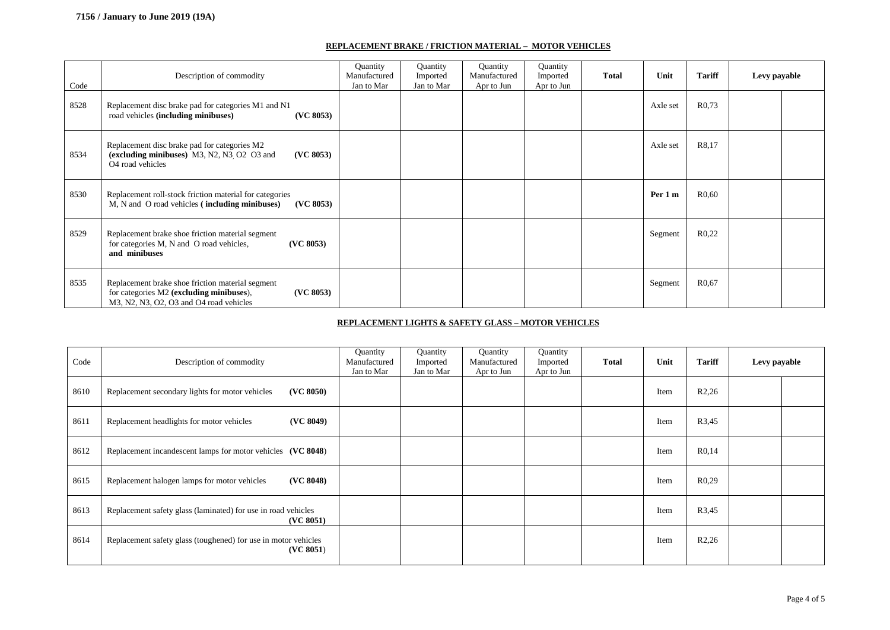## REPLACEMENT BRAKE / FRICTION MATERIAL – MOTOR VEHICLES

| Code | Description of commodity | Quantity Manufactured Jan to Mar | Quantity Imported Jan to Mar | Quantity Manufactured Apr to Jun | Quantity Imported Apr to Jun | Total | Unit | Tariff | Levy payable | |
|---|---|---|---|---|---|---|---|---|---|---|
| 8528 | Replacement disc brake pad for categories M1 and N1 road vehicles **(including minibuses)** **(VC 8053)** | | | | | | Axle set | R0,73 | | |
| 8534 | Replacement disc brake pad for categories M2 **(excluding minibuses)** M3, N2, N3, O2 O3 and O4 road vehicles **(VC 8053)** | | | | | | Axle set | R8,17 | | |
| 8530 | Replacement roll-stock friction material for categories M, N and O road vehicles **( including minibuses)** **(VC 8053)** | | | | | | **Per 1 m** | R0,60 | | |
| 8529 | Replacement brake shoe friction material segment for categories M, N and O road vehicles, **and minibuses** **(VC 8053)** | | | | | | Segment | R0,22 | | |
| 8535 | Replacement brake shoe friction material segment for categories M2 **(excluding minibuses)**, M3, N2, N3, O2, O3 and O4 road vehicles **(VC 8053)** | | | | | | Segment | R0,67 | | |

## REPLACEMENT LIGHTS & SAFETY GLASS – MOTOR VEHICLES

| Code | Description of commodity | Quantity Manufactured Jan to Mar | Quantity Imported Jan to Mar | Quantity Manufactured Apr to Jun | Quantity Imported Apr to Jun | Total | Unit | Tariff | Levy payable | |
|---|---|---|---|---|---|---|---|---|---|---|
| 8610 | Replacement secondary lights for motor vehicles **(VC 8050)** | | | | | | Item | R2,26 | | |
| 8611 | Replacement headlights for motor vehicles **(VC 8049)** | | | | | | Item | R3,45 | | |
| 8612 | Replacement incandescent lamps for motor vehicles **(VC 8048**) | | | | | | Item | R0,14 | | |
| 8615 | Replacement halogen lamps for motor vehicles **(VC 8048)** | | | | | | Item | R0,29 | | |
| 8613 | Replacement safety glass (laminated) for use in road vehicles **(VC 8051)** | | | | | | Item | R3,45 | | |
| 8614 | Replacement safety glass (toughened) for use in motor vehicles **(VC 8051**) | | | | | | Item | R2,26 | | |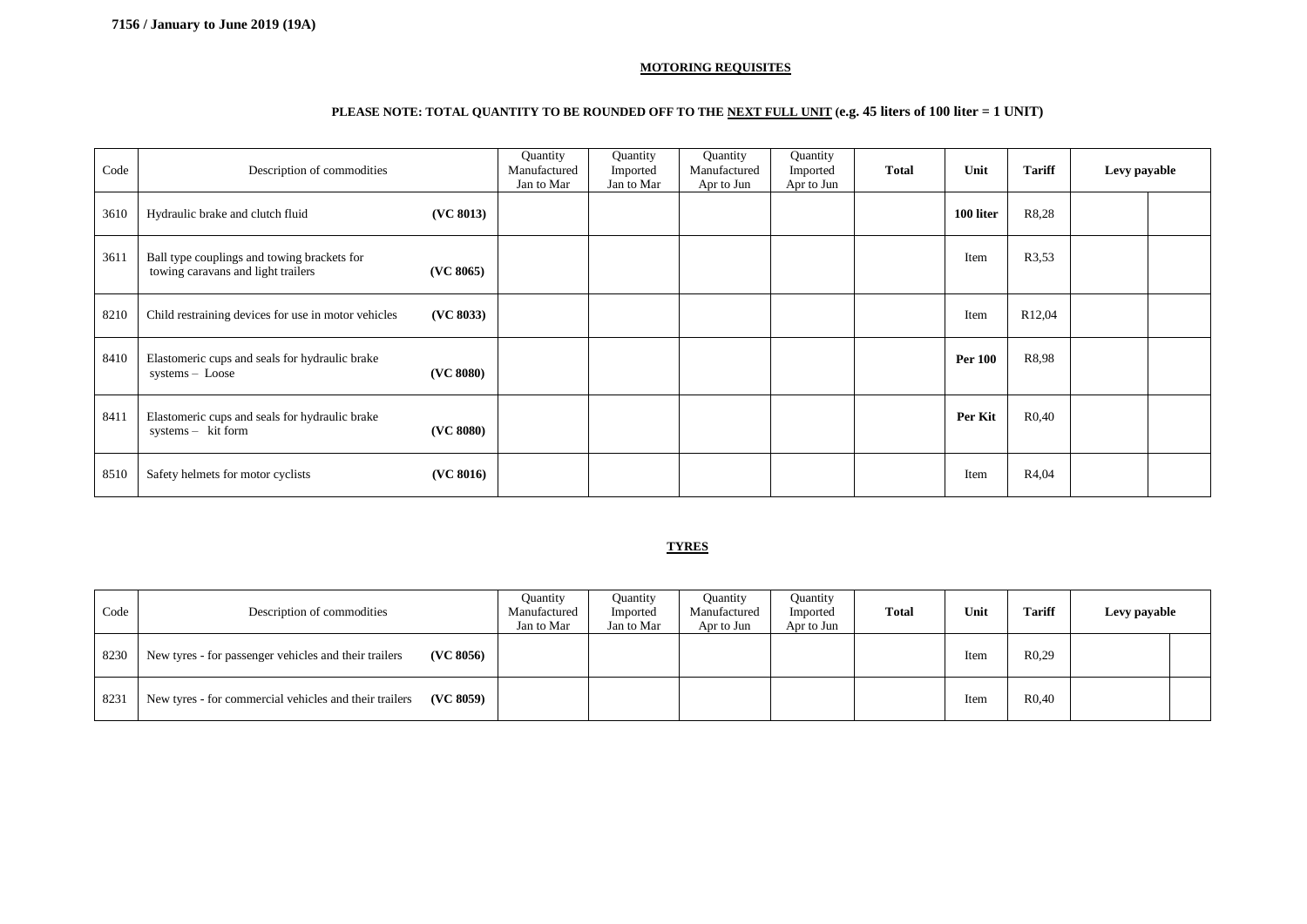**7156 / January to June 2019 (19A)**

## MOTORING REQUISITES

**PLEASE NOTE: TOTAL QUANTITY TO BE ROUNDED OFF TO THE NEXT FULL UNIT (e.g. 45 liters of 100 liter = 1 UNIT)**

| Code | Description of commodities | | Quantity Manufactured Jan to Mar | Quantity Imported Jan to Mar | Quantity Manufactured Apr to Jun | Quantity Imported Apr to Jun | Total | Unit | Tariff | Levy payable | |
|---|---|---|---|---|---|---|---|---|---|---|---|
| 3610 | Hydraulic brake and clutch fluid | **(VC 8013)** | | | | | | **100 liter** | R8,28 | | |
| 3611 | Ball type couplings and towing brackets for towing caravans and light trailers | **(VC 8065)** | | | | | | Item | R3,53 | | |
| 8210 | Child restraining devices for use in motor vehicles | **(VC 8033)** | | | | | | Item | R12,04 | | |
| 8410 | Elastomeric cups and seals for hydraulic brake systems – Loose | **(VC 8080)** | | | | | | **Per 100** | R8,98 | | |
| 8411 | Elastomeric cups and seals for hydraulic brake systems – kit form | **(VC 8080)** | | | | | | **Per Kit** | R0,40 | | |
| 8510 | Safety helmets for motor cyclists | **(VC 8016)** | | | | | | Item | R4,04 | | |

## TYRES

| Code | Description of commodities | | Quantity Manufactured Jan to Mar | Quantity Imported Jan to Mar | Quantity Manufactured Apr to Jun | Quantity Imported Apr to Jun | Total | Unit | Tariff | Levy payable | |
|---|---|---|---|---|---|---|---|---|---|---|---|
| 8230 | New tyres - for passenger vehicles and their trailers | **(VC 8056)** | | | | | | Item | R0,29 | | |
| 8231 | New tyres - for commercial vehicles and their trailers | **(VC 8059)** | | | | | | Item | R0,40 | | |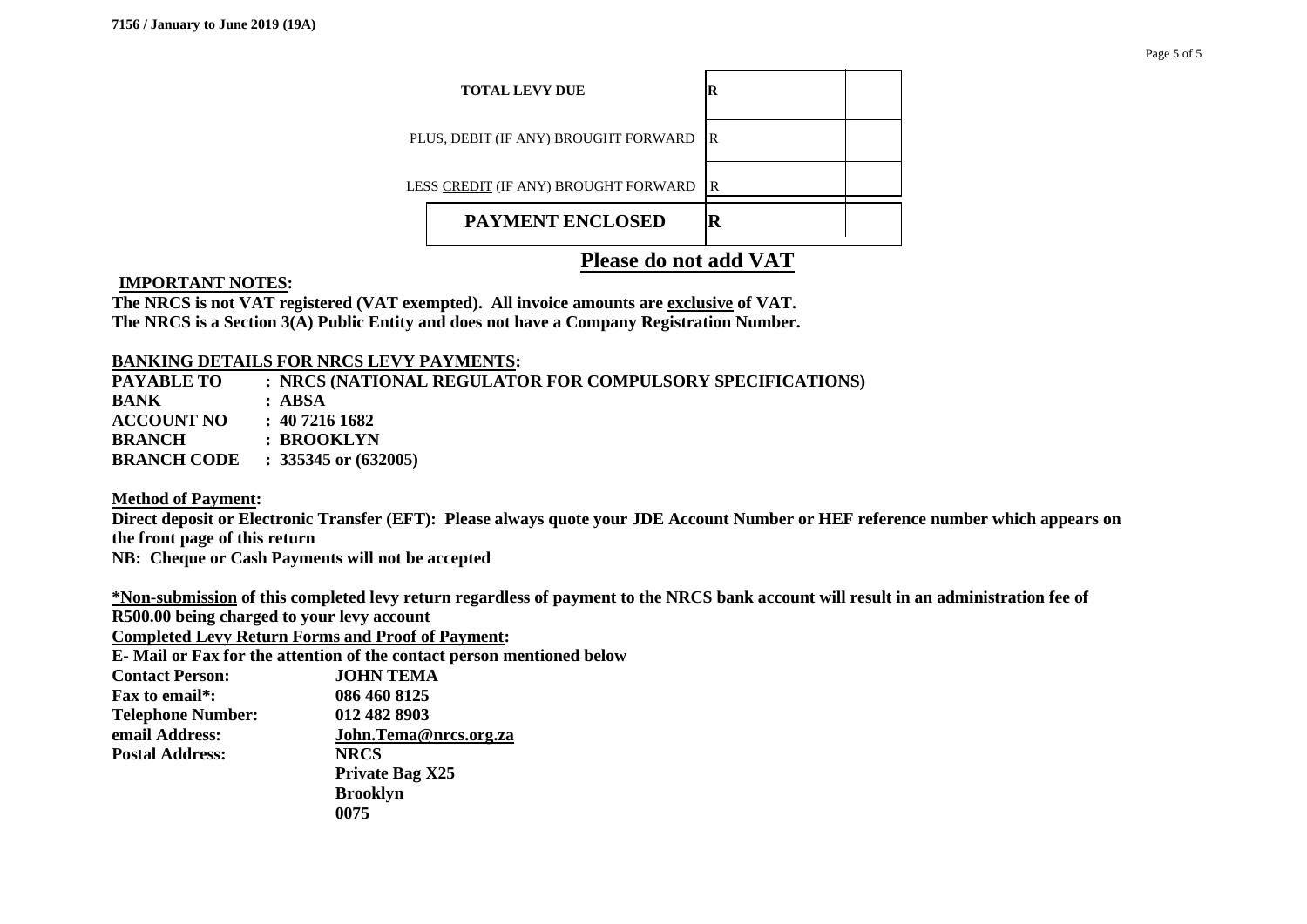| | | |
|---|---|---|
| **TOTAL LEVY DUE** | **R** | |
| PLUS, DEBIT (IF ANY) BROUGHT FORWARD | R | |
| LESS CREDIT (IF ANY) BROUGHT FORWARD | R | |
| **PAYMENT ENCLOSED** | **R** | |

**Please do not add VAT**

**IMPORTANT NOTES:**

**The NRCS is not VAT registered (VAT exempted). All invoice amounts are exclusive of VAT.**
**The NRCS is a Section 3(A) Public Entity and does not have a Company Registration Number.**

**BANKING DETAILS FOR NRCS LEVY PAYMENTS:**

| | |
|---|---|
| **PAYABLE TO** | **: NRCS (NATIONAL REGULATOR FOR COMPULSORY SPECIFICATIONS)** |
| **BANK** | **: ABSA** |
| **ACCOUNT NO** | **: 40 7216 1682** |
| **BRANCH** | **: BROOKLYN** |
| **BRANCH CODE** | **: 335345 or (632005)** |

**Method of Payment:**

**Direct deposit or Electronic Transfer (EFT): Please always quote your JDE Account Number or HEF reference number which appears on the front page of this return**

**NB: Cheque or Cash Payments will not be accepted**

**\*Non-submission of this completed levy return regardless of payment to the NRCS bank account will result in an administration fee of R500.00 being charged to your levy account**

**Completed Levy Return Forms and Proof of Payment:**

**E- Mail or Fax for the attention of the contact person mentioned below**

| | |
|---|---|
| **Contact Person:** | **JOHN TEMA** |
| **Fax to email\*:** | **086 460 8125** |
| **Telephone Number:** | **012 482 8903** |
| **email Address:** | **John.Tema@nrcs.org.za** |
| **Postal Address:** | **NRCS**<br>**Private Bag X25**<br>**Brooklyn**<br>**0075** |